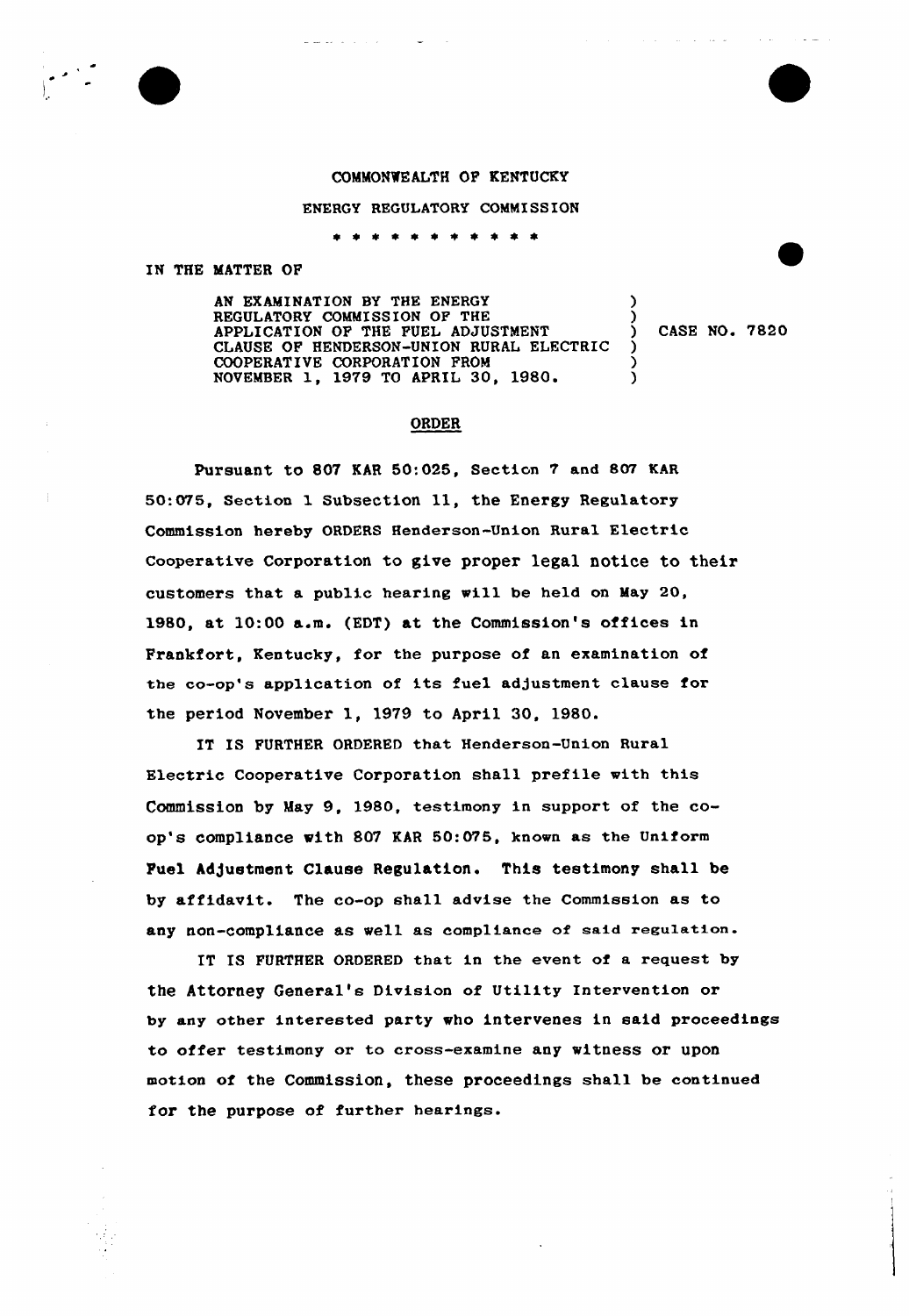COMMONWEALTH OF KENTUCKY

ENERGY REGULATORY COMMISSION

\* \* \* \* \* \* \* \* \* \* \*

IN THE MATTER OF

| | | |
|---|---|---|
| AN EXAMINATION BY THE ENERGY REGULATORY COMMISSION OF THE APPLICATION OF THE FUEL ADJUSTMENT CLAUSE OF HENDERSON-UNION RURAL ELECTRIC COOPERATIVE CORPORATION FROM NOVEMBER 1, 1979 TO APRIL 30, 1980. | ) | CASE NO. 7820 |

## ORDER

Pursuant to 807 KAR 50:025, Section 7 and 807 KAR 50:075, Section 1 Subsection 11, the Energy Regulatory Commission hereby ORDERS Henderson-Union Rural Electric Cooperative Corporation to give proper legal notice to their customers that a public hearing will be held on May 20, 1980, at 10:00 a.m. (EDT) at the Commission's offices in Frankfort, Kentucky, for the purpose of an examination of the co-op's application of its fuel adjustment clause for the period November 1, 1979 to April 30, 1980.

IT IS FURTHER ORDERED that Henderson-Union Rural Electric Cooperative Corporation shall prefile with this Commission by May 9, 1980, testimony in support of the co-op's compliance with 807 KAR 50:075, known as the Uniform Fuel Adjustment Clause Regulation. This testimony shall be by affidavit. The co-op shall advise the Commission as to any non-compliance as well as compliance of said regulation.

IT IS FURTHER ORDERED that in the event of a request by the Attorney General's Division of Utility Intervention or by any other interested party who intervenes in said proceedings to offer testimony or to cross-examine any witness or upon motion of the Commission, these proceedings shall be continued for the purpose of further hearings.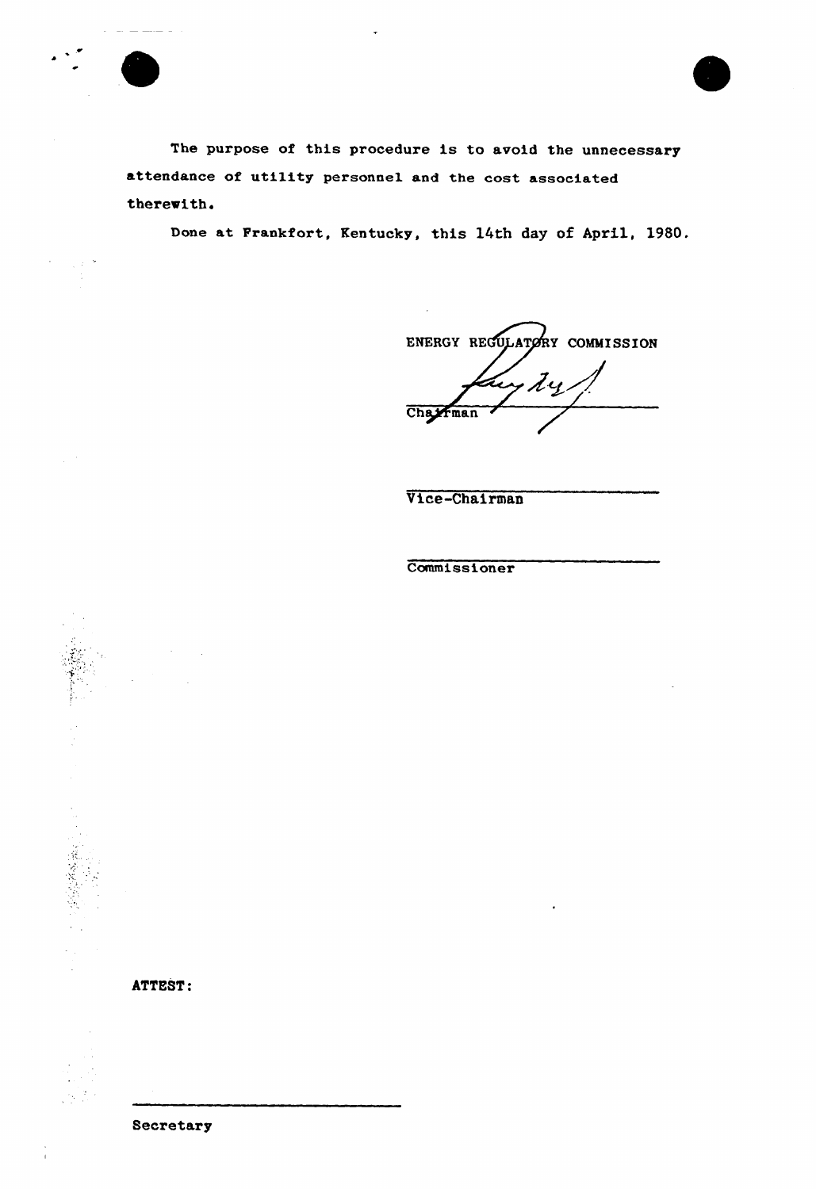The purpose of this procedure is to avoid the unnecessary attendance of utility personnel and the cost associated therewith.

Done at Frankfort, Kentucky, this 14th day of April, 1980.

ENERGY REGULATORY COMMISSION

Chairman

Vice-Chairman

Commissioner

ATTEST:

Secretary